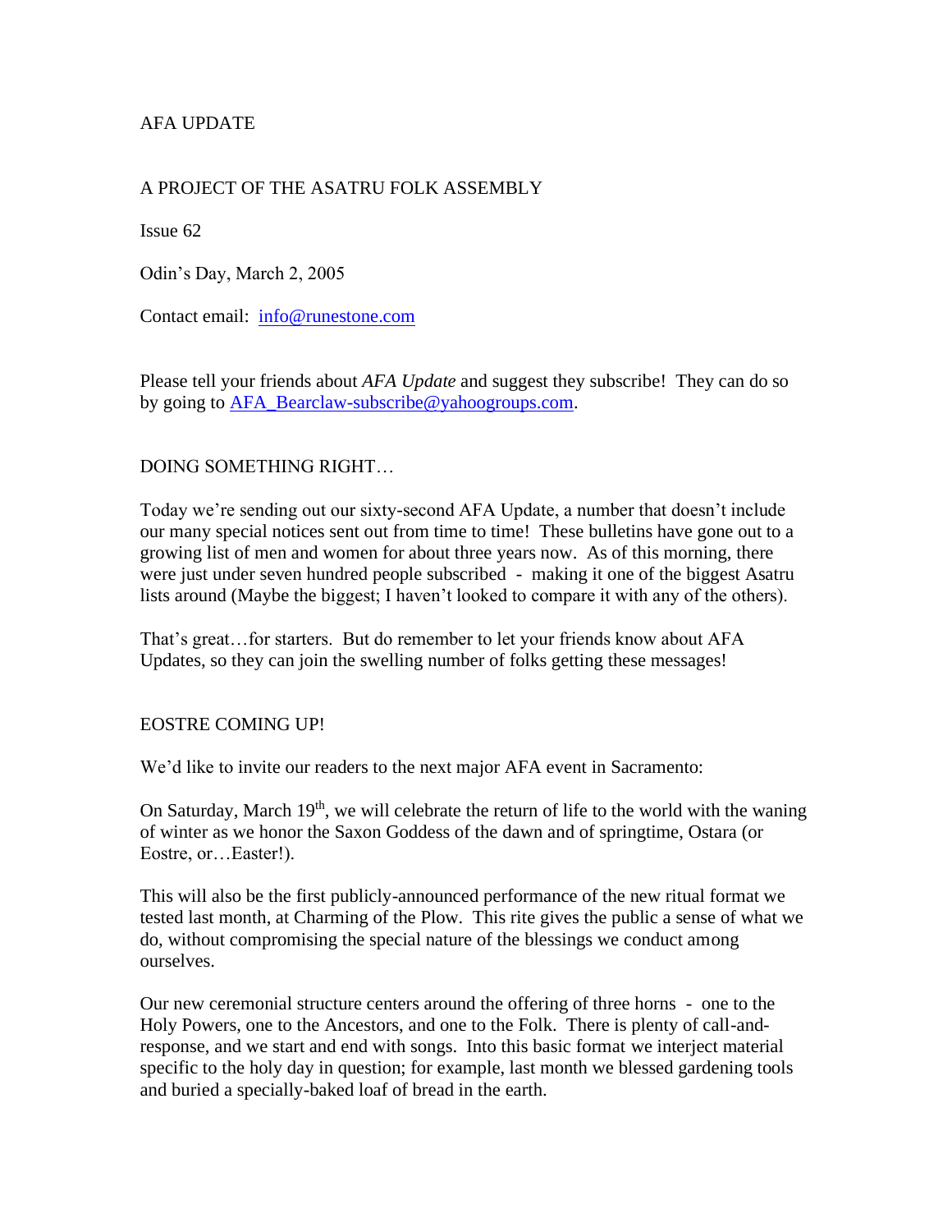AFA UPDATE

A PROJECT OF THE ASATRU FOLK ASSEMBLY

Issue 62

Odin's Day, March 2, 2005

Contact email: info@runestone.com

Please tell your friends about *AFA Update* and suggest they subscribe! They can do so by going to AFA_Bearclaw-subscribe@yahoogroups.com.

## DOING SOMETHING RIGHT…

Today we're sending out our sixty-second AFA Update, a number that doesn't include our many special notices sent out from time to time! These bulletins have gone out to a growing list of men and women for about three years now. As of this morning, there were just under seven hundred people subscribed - making it one of the biggest Asatru lists around (Maybe the biggest; I haven't looked to compare it with any of the others).

That's great…for starters. But do remember to let your friends know about AFA Updates, so they can join the swelling number of folks getting these messages!

## EOSTRE COMING UP!

We'd like to invite our readers to the next major AFA event in Sacramento:

On Saturday, March 19th, we will celebrate the return of life to the world with the waning of winter as we honor the Saxon Goddess of the dawn and of springtime, Ostara (or Eostre, or…Easter!).

This will also be the first publicly-announced performance of the new ritual format we tested last month, at Charming of the Plow. This rite gives the public a sense of what we do, without compromising the special nature of the blessings we conduct among ourselves.

Our new ceremonial structure centers around the offering of three horns - one to the Holy Powers, one to the Ancestors, and one to the Folk. There is plenty of call-and-response, and we start and end with songs. Into this basic format we interject material specific to the holy day in question; for example, last month we blessed gardening tools and buried a specially-baked loaf of bread in the earth.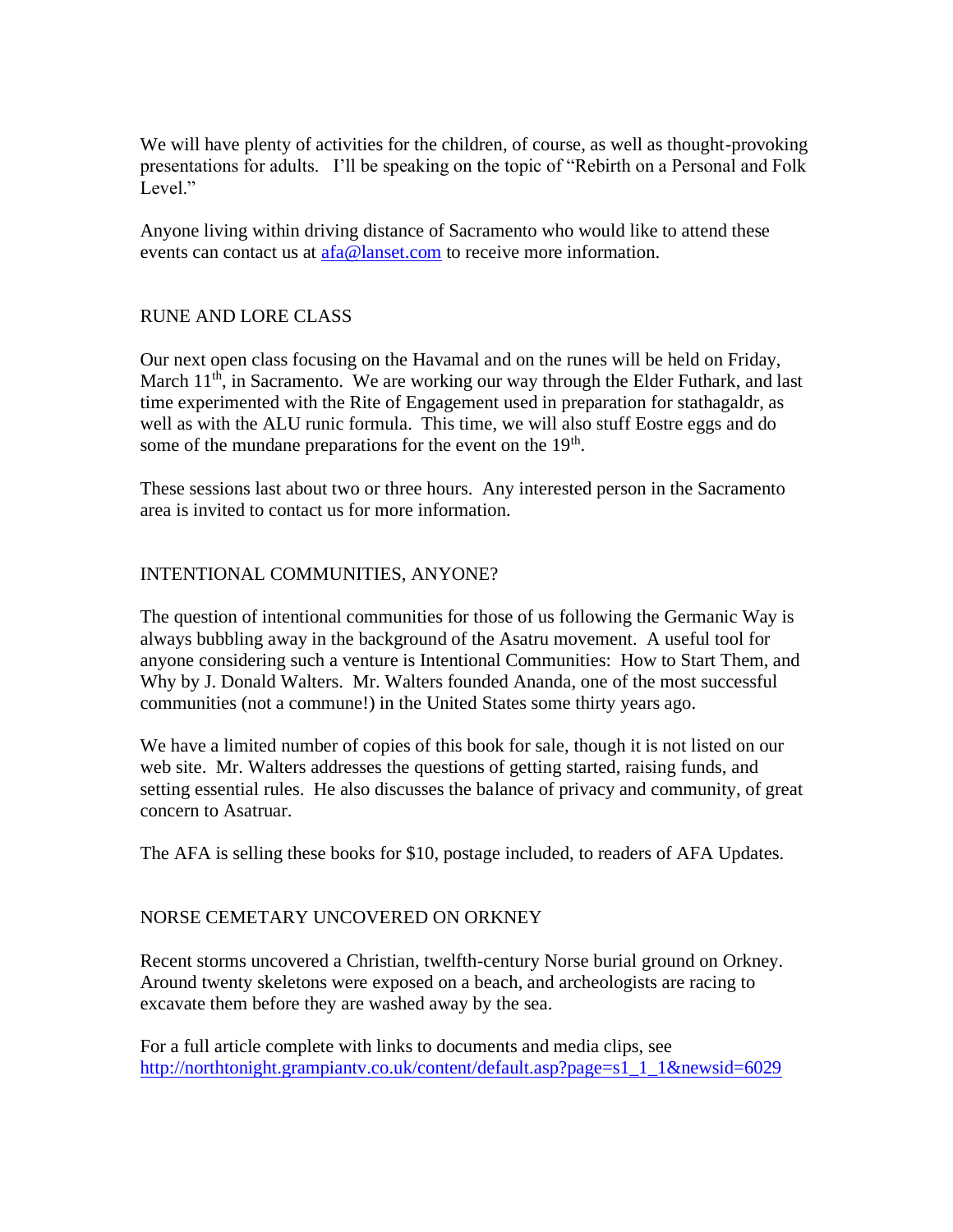We will have plenty of activities for the children, of course, as well as thought-provoking presentations for adults. I'll be speaking on the topic of "Rebirth on a Personal and Folk Level."

Anyone living within driving distance of Sacramento who would like to attend these events can contact us at [afa@lanset.com](mailto:afa@lanset.com) to receive more information.

## RUNE AND LORE CLASS

Our next open class focusing on the Havamal and on the runes will be held on Friday, March 11th, in Sacramento. We are working our way through the Elder Futhark, and last time experimented with the Rite of Engagement used in preparation for stathagaldr, as well as with the ALU runic formula. This time, we will also stuff Eostre eggs and do some of the mundane preparations for the event on the 19th.

These sessions last about two or three hours. Any interested person in the Sacramento area is invited to contact us for more information.

## INTENTIONAL COMMUNITIES, ANYONE?

The question of intentional communities for those of us following the Germanic Way is always bubbling away in the background of the Asatru movement. A useful tool for anyone considering such a venture is Intentional Communities: How to Start Them, and Why by J. Donald Walters. Mr. Walters founded Ananda, one of the most successful communities (not a commune!) in the United States some thirty years ago.

We have a limited number of copies of this book for sale, though it is not listed on our web site. Mr. Walters addresses the questions of getting started, raising funds, and setting essential rules. He also discusses the balance of privacy and community, of great concern to Asatruar.

The AFA is selling these books for $10, postage included, to readers of AFA Updates.

## NORSE CEMETARY UNCOVERED ON ORKNEY

Recent storms uncovered a Christian, twelfth-century Norse burial ground on Orkney. Around twenty skeletons were exposed on a beach, and archeologists are racing to excavate them before they are washed away by the sea.

For a full article complete with links to documents and media clips, see [http://northtonight.grampiantv.co.uk/content/default.asp?page=s1_1_1&newsid=6029](http://northtonight.grampiantv.co.uk/content/default.asp?page=s1_1_1&newsid=6029)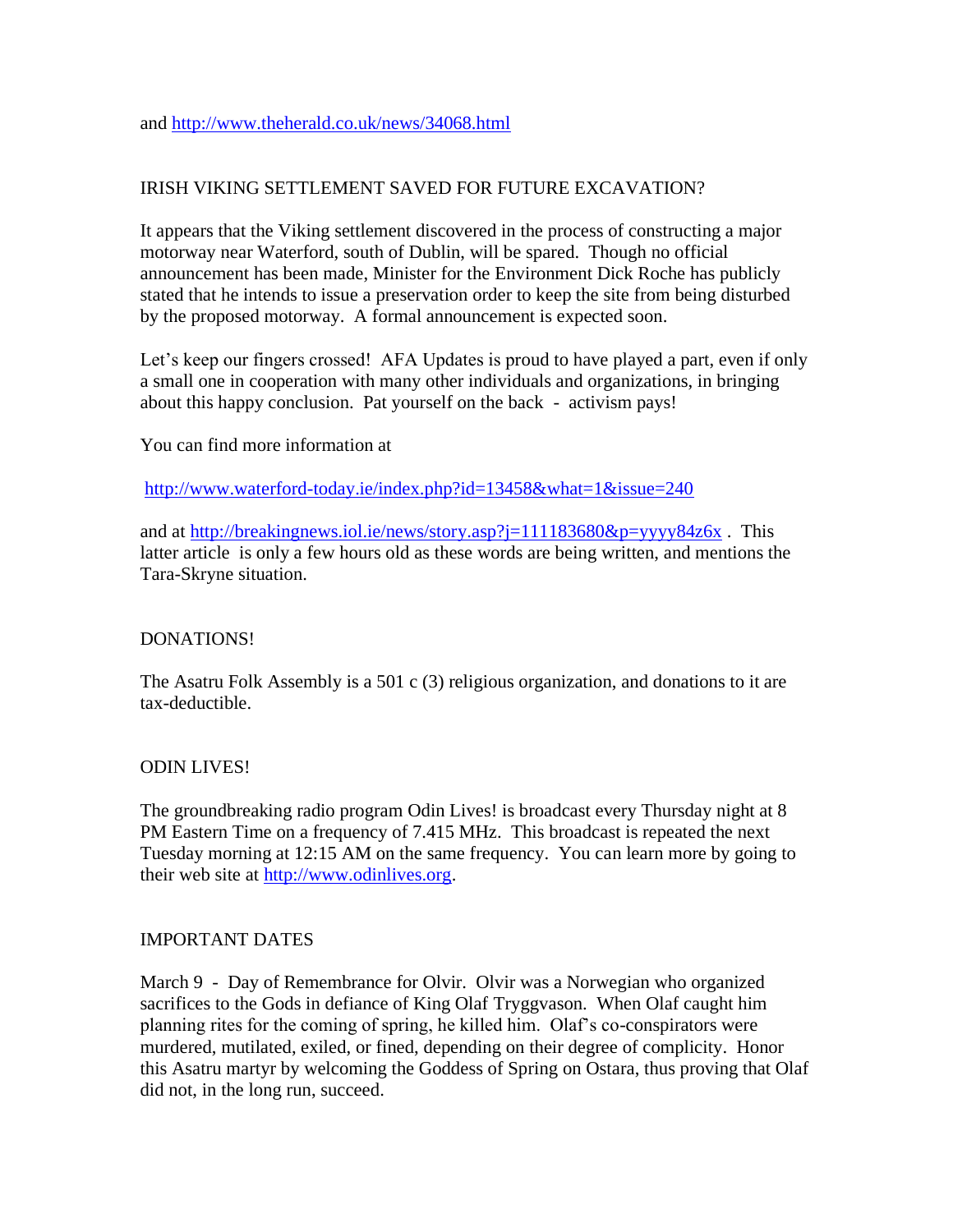and http://www.theherald.co.uk/news/34068.html

## IRISH VIKING SETTLEMENT SAVED FOR FUTURE EXCAVATION?

It appears that the Viking settlement discovered in the process of constructing a major motorway near Waterford, south of Dublin, will be spared. Though no official announcement has been made, Minister for the Environment Dick Roche has publicly stated that he intends to issue a preservation order to keep the site from being disturbed by the proposed motorway. A formal announcement is expected soon.

Let's keep our fingers crossed! AFA Updates is proud to have played a part, even if only a small one in cooperation with many other individuals and organizations, in bringing about this happy conclusion. Pat yourself on the back - activism pays!

You can find more information at

http://www.waterford-today.ie/index.php?id=13458&what=1&issue=240

and at http://breakingnews.iol.ie/news/story.asp?j=111183680&p=yyyy84z6x . This latter article is only a few hours old as these words are being written, and mentions the Tara-Skryne situation.

## DONATIONS!

The Asatru Folk Assembly is a 501 c (3) religious organization, and donations to it are tax-deductible.

## ODIN LIVES!

The groundbreaking radio program Odin Lives! is broadcast every Thursday night at 8 PM Eastern Time on a frequency of 7.415 MHz. This broadcast is repeated the next Tuesday morning at 12:15 AM on the same frequency. You can learn more by going to their web site at http://www.odinlives.org.

## IMPORTANT DATES

March 9 - Day of Remembrance for Olvir. Olvir was a Norwegian who organized sacrifices to the Gods in defiance of King Olaf Tryggvason. When Olaf caught him planning rites for the coming of spring, he killed him. Olaf's co-conspirators were murdered, mutilated, exiled, or fined, depending on their degree of complicity. Honor this Asatru martyr by welcoming the Goddess of Spring on Ostara, thus proving that Olaf did not, in the long run, succeed.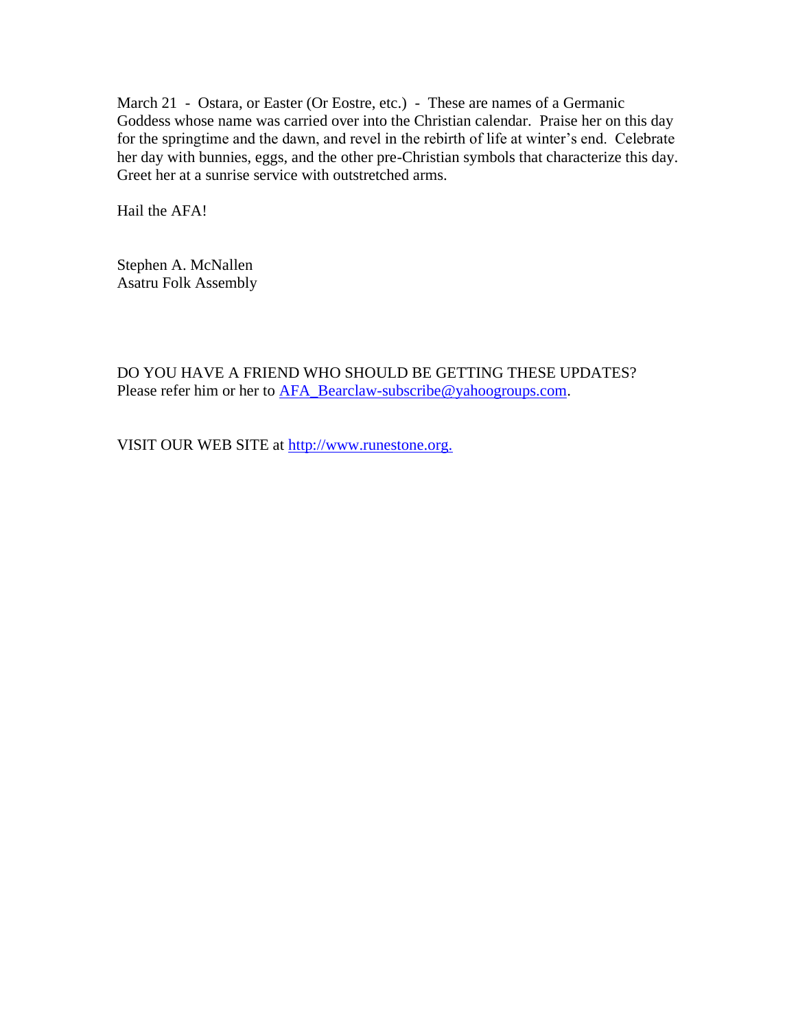March 21 - Ostara, or Easter (Or Eostre, etc.) - These are names of a Germanic Goddess whose name was carried over into the Christian calendar. Praise her on this day for the springtime and the dawn, and revel in the rebirth of life at winter's end. Celebrate her day with bunnies, eggs, and the other pre-Christian symbols that characterize this day. Greet her at a sunrise service with outstretched arms.

Hail the AFA!

Stephen A. McNallen  
Asatru Folk Assembly

DO YOU HAVE A FRIEND WHO SHOULD BE GETTING THESE UPDATES? Please refer him or her to AFA_Bearclaw-subscribe@yahoogroups.com.

VISIT OUR WEB SITE at http://www.runestone.org.